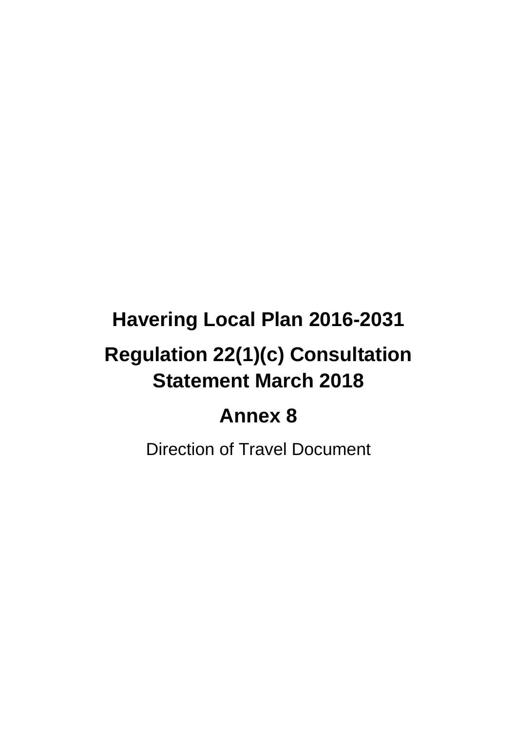# Havering Local Plan 2016-2031

# Regulation 22(1)(c) Consultation Statement March 2018

# Annex 8

Direction of Travel Document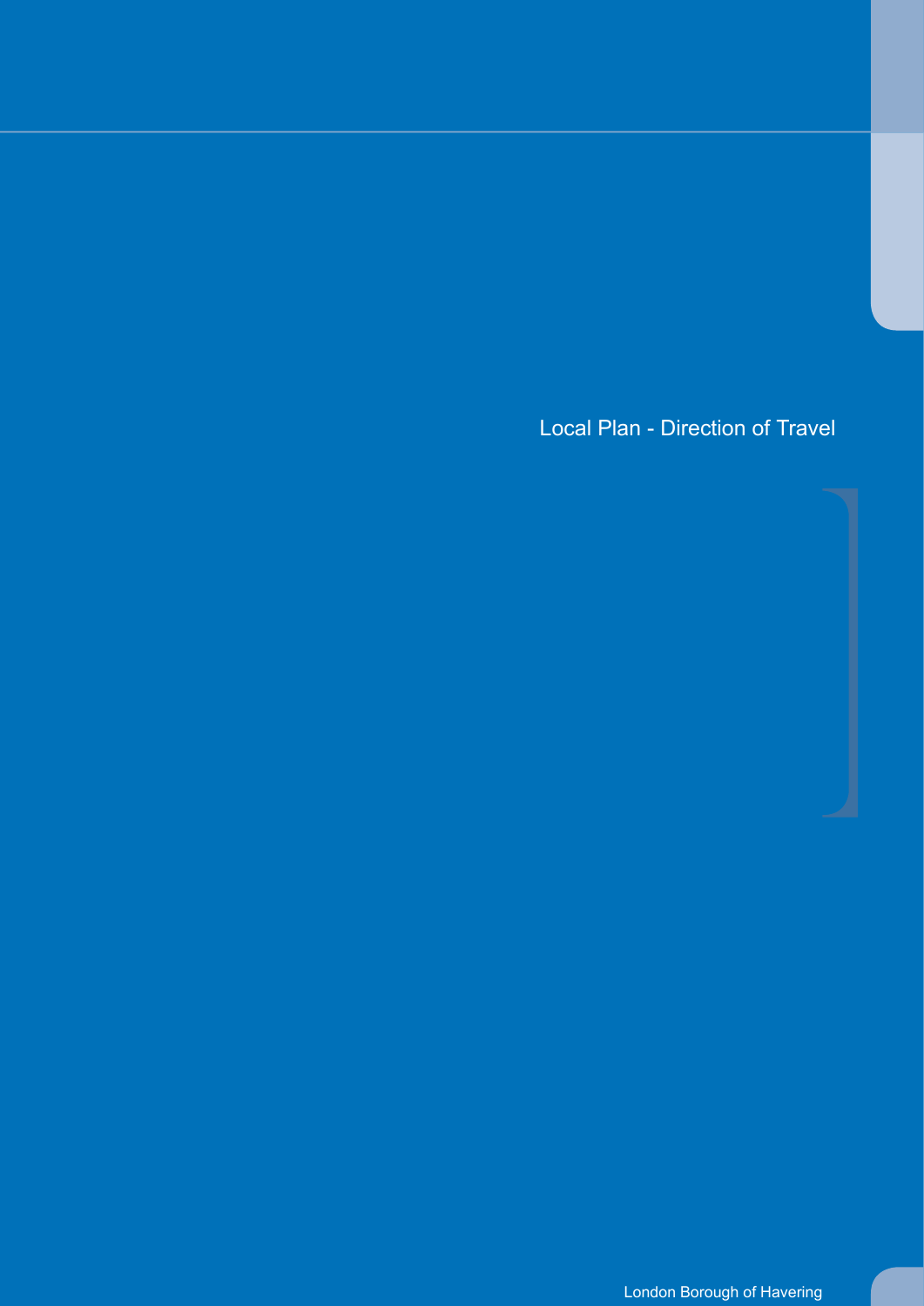# Local Plan - Direction of Travel

London Borough of Havering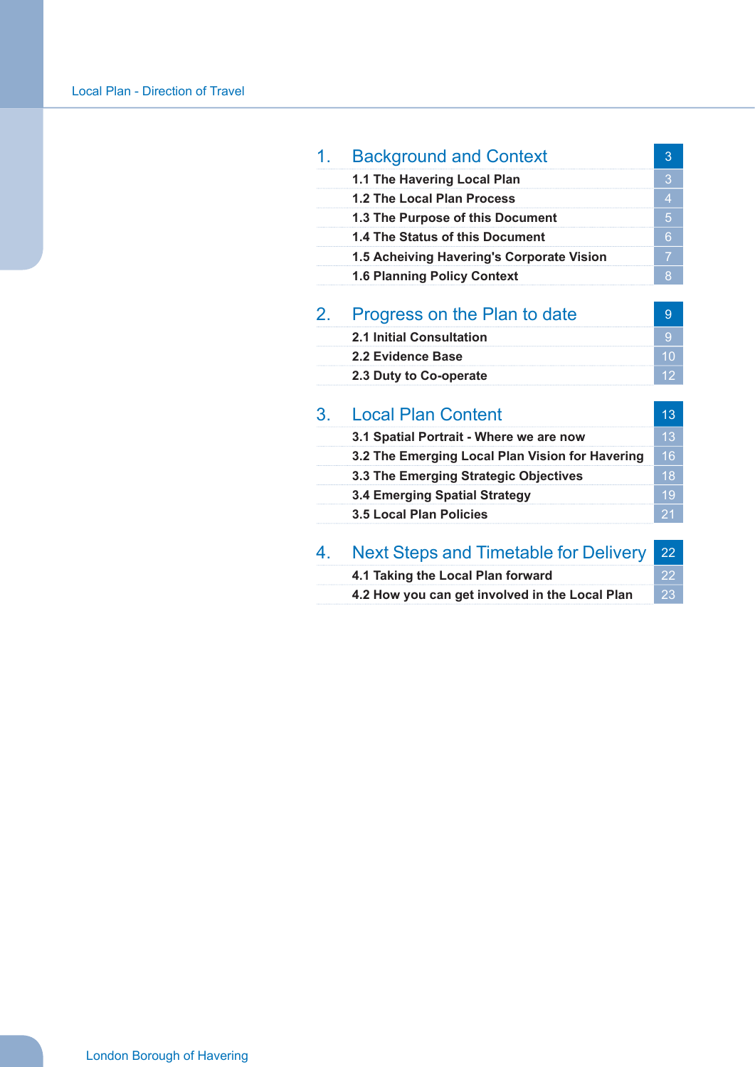| | | |
|---|---|---|
| 1. | Background and Context | 3 |
| | 1.1 The Havering Local Plan | 3 |
| | 1.2 The Local Plan Process | 4 |
| | 1.3 The Purpose of this Document | 5 |
| | 1.4 The Status of this Document | 6 |
| | 1.5 Acheiving Havering's Corporate Vision | 7 |
| | 1.6 Planning Policy Context | 8 |
| 2. | Progress on the Plan to date | 9 |
| | 2.1 Initial Consultation | 9 |
| | 2.2 Evidence Base | 10 |
| | 2.3 Duty to Co-operate | 12 |
| 3. | Local Plan Content | 13 |
| | 3.1 Spatial Portrait - Where we are now | 13 |
| | 3.2 The Emerging Local Plan Vision for Havering | 16 |
| | 3.3 The Emerging Strategic Objectives | 18 |
| | 3.4 Emerging Spatial Strategy | 19 |
| | 3.5 Local Plan Policies | 21 |
| 4. | Next Steps and Timetable for Delivery | 22 |
| | 4.1 Taking the Local Plan forward | 22 |
| | 4.2 How you can get involved in the Local Plan | 23 |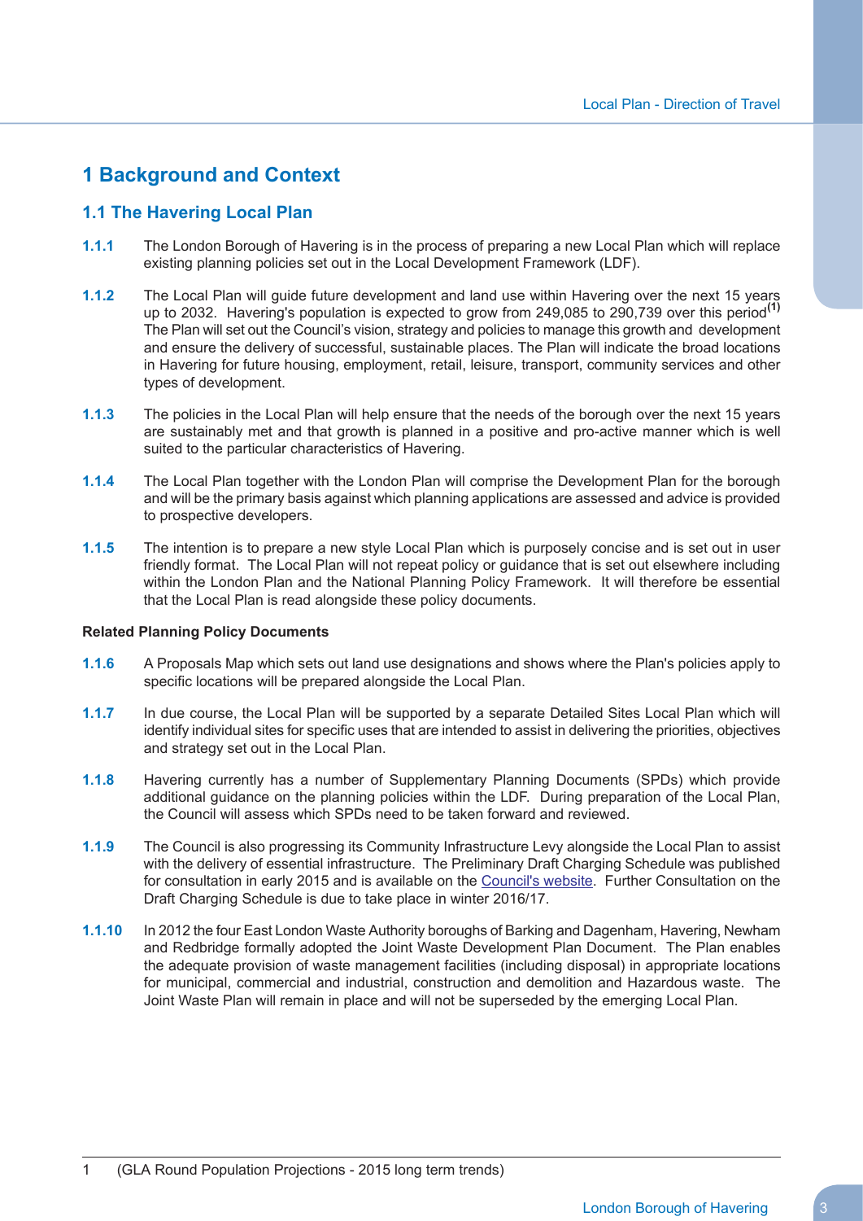# 1 Background and Context

## 1.1 The Havering Local Plan

**1.1.1** The London Borough of Havering is in the process of preparing a new Local Plan which will replace existing planning policies set out in the Local Development Framework (LDF).

**1.1.2** The Local Plan will guide future development and land use within Havering over the next 15 years up to 2032. Havering's population is expected to grow from 249,085 to 290,739 over this period[1] The Plan will set out the Council's vision, strategy and policies to manage this growth and development and ensure the delivery of successful, sustainable places. The Plan will indicate the broad locations in Havering for future housing, employment, retail, leisure, transport, community services and other types of development.

**1.1.3** The policies in the Local Plan will help ensure that the needs of the borough over the next 15 years are sustainably met and that growth is planned in a positive and pro-active manner which is well suited to the particular characteristics of Havering.

**1.1.4** The Local Plan together with the London Plan will comprise the Development Plan for the borough and will be the primary basis against which planning applications are assessed and advice is provided to prospective developers.

**1.1.5** The intention is to prepare a new style Local Plan which is purposely concise and is set out in user friendly format. The Local Plan will not repeat policy or guidance that is set out elsewhere including within the London Plan and the National Planning Policy Framework. It will therefore be essential that the Local Plan is read alongside these policy documents.

**Related Planning Policy Documents**

**1.1.6** A Proposals Map which sets out land use designations and shows where the Plan's policies apply to specific locations will be prepared alongside the Local Plan.

**1.1.7** In due course, the Local Plan will be supported by a separate Detailed Sites Local Plan which will identify individual sites for specific uses that are intended to assist in delivering the priorities, objectives and strategy set out in the Local Plan.

**1.1.8** Havering currently has a number of Supplementary Planning Documents (SPDs) which provide additional guidance on the planning policies within the LDF. During preparation of the Local Plan, the Council will assess which SPDs need to be taken forward and reviewed.

**1.1.9** The Council is also progressing its Community Infrastructure Levy alongside the Local Plan to assist with the delivery of essential infrastructure. The Preliminary Draft Charging Schedule was published for consultation in early 2015 and is available on the Council's website. Further Consultation on the Draft Charging Schedule is due to take place in winter 2016/17.

**1.1.10** In 2012 the four East London Waste Authority boroughs of Barking and Dagenham, Havering, Newham and Redbridge formally adopted the Joint Waste Development Plan Document. The Plan enables the adequate provision of waste management facilities (including disposal) in appropriate locations for municipal, commercial and industrial, construction and demolition and Hazardous waste. The Joint Waste Plan will remain in place and will not be superseded by the emerging Local Plan.

---

1 (GLA Round Population Projections - 2015 long term trends)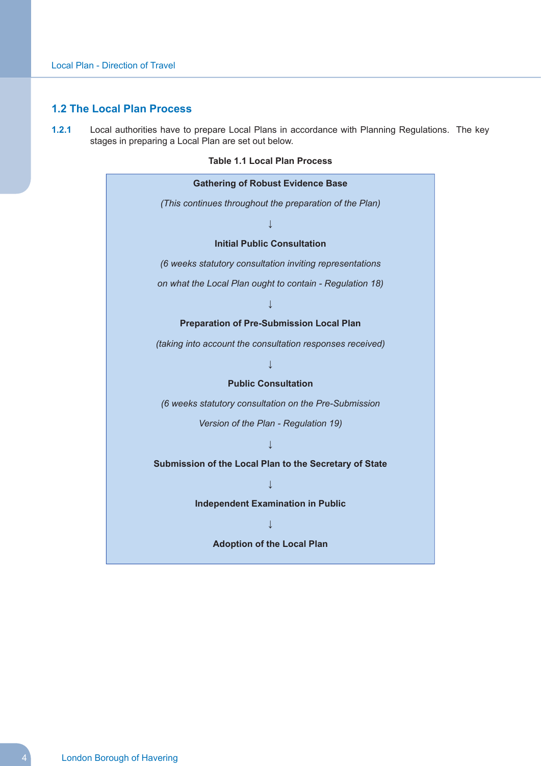## 1.2 The Local Plan Process

**1.2.1** Local authorities have to prepare Local Plans in accordance with Planning Regulations. The key stages in preparing a Local Plan are set out below.

**Table 1.1 Local Plan Process**

| **Gathering of Robust Evidence Base** |
|---|
| *(This continues throughout the preparation of the Plan)* |
| ↓ |
| **Initial Public Consultation** |
| *(6 weeks statutory consultation inviting representations on what the Local Plan ought to contain - Regulation 18)* |
| ↓ |
| **Preparation of Pre-Submission Local Plan** |
| *(taking into account the consultation responses received)* |
| ↓ |
| **Public Consultation** |
| *(6 weeks statutory consultation on the Pre-Submission Version of the Plan - Regulation 19)* |
| ↓ |
| **Submission of the Local Plan to the Secretary of State** |
| ↓ |
| **Independent Examination in Public** |
| ↓ |
| **Adoption of the Local Plan** |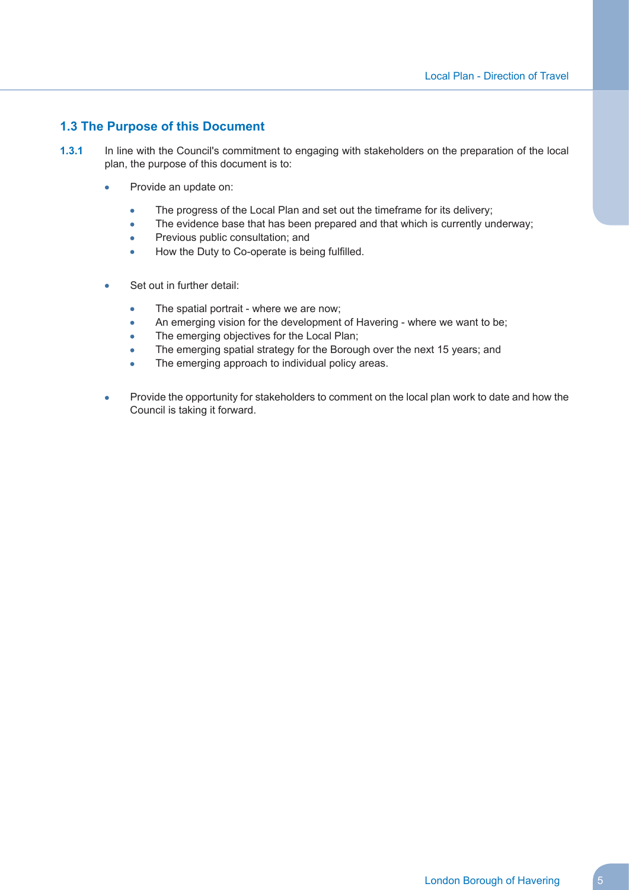## 1.3 The Purpose of this Document

**1.3.1** In line with the Council's commitment to engaging with stakeholders on the preparation of the local plan, the purpose of this document is to:

- Provide an update on:
  - The progress of the Local Plan and set out the timeframe for its delivery;
  - The evidence base that has been prepared and that which is currently underway;
  - Previous public consultation; and
  - How the Duty to Co-operate is being fulfilled.
- Set out in further detail:
  - The spatial portrait - where we are now;
  - An emerging vision for the development of Havering - where we want to be;
  - The emerging objectives for the Local Plan;
  - The emerging spatial strategy for the Borough over the next 15 years; and
  - The emerging approach to individual policy areas.
- Provide the opportunity for stakeholders to comment on the local plan work to date and how the Council is taking it forward.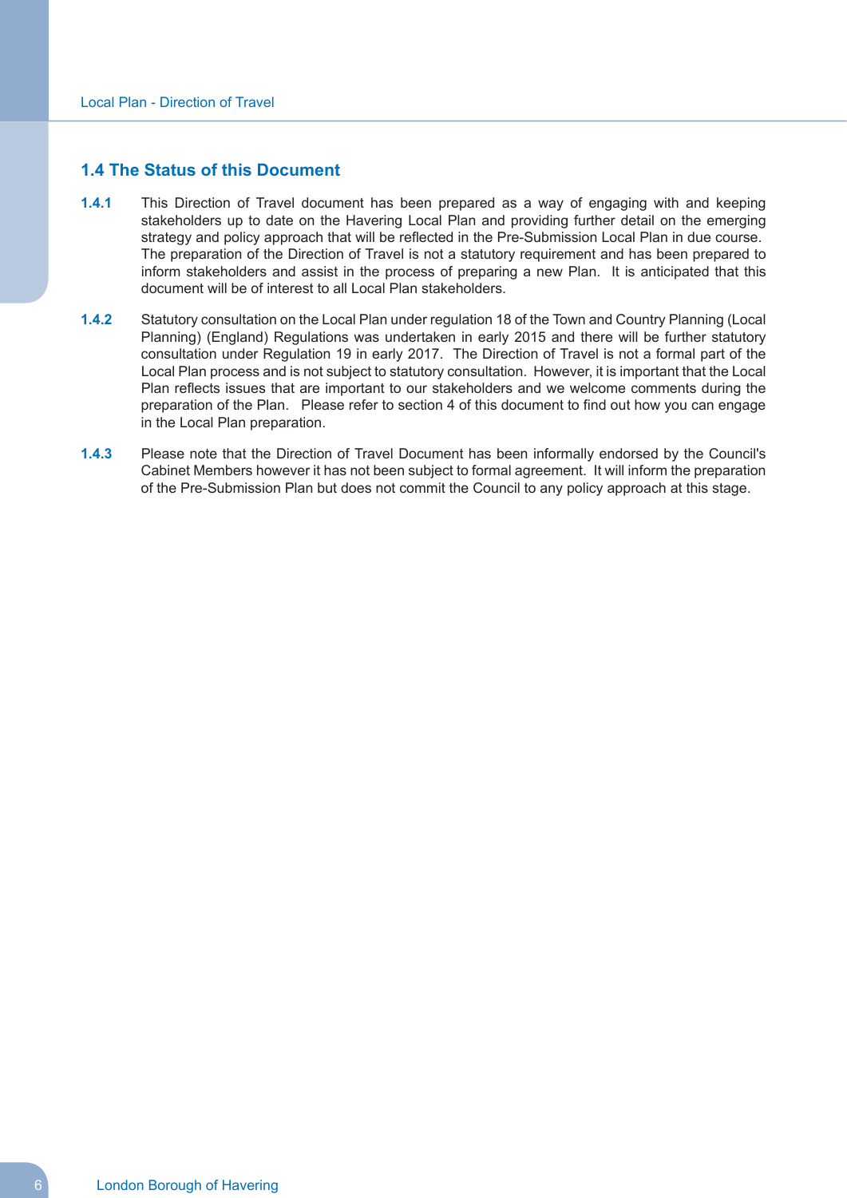## 1.4 The Status of this Document

**1.4.1** This Direction of Travel document has been prepared as a way of engaging with and keeping stakeholders up to date on the Havering Local Plan and providing further detail on the emerging strategy and policy approach that will be reflected in the Pre-Submission Local Plan in due course. The preparation of the Direction of Travel is not a statutory requirement and has been prepared to inform stakeholders and assist in the process of preparing a new Plan. It is anticipated that this document will be of interest to all Local Plan stakeholders.

**1.4.2** Statutory consultation on the Local Plan under regulation 18 of the Town and Country Planning (Local Planning) (England) Regulations was undertaken in early 2015 and there will be further statutory consultation under Regulation 19 in early 2017. The Direction of Travel is not a formal part of the Local Plan process and is not subject to statutory consultation. However, it is important that the Local Plan reflects issues that are important to our stakeholders and we welcome comments during the preparation of the Plan. Please refer to section 4 of this document to find out how you can engage in the Local Plan preparation.

**1.4.3** Please note that the Direction of Travel Document has been informally endorsed by the Council's Cabinet Members however it has not been subject to formal agreement. It will inform the preparation of the Pre-Submission Plan but does not commit the Council to any policy approach at this stage.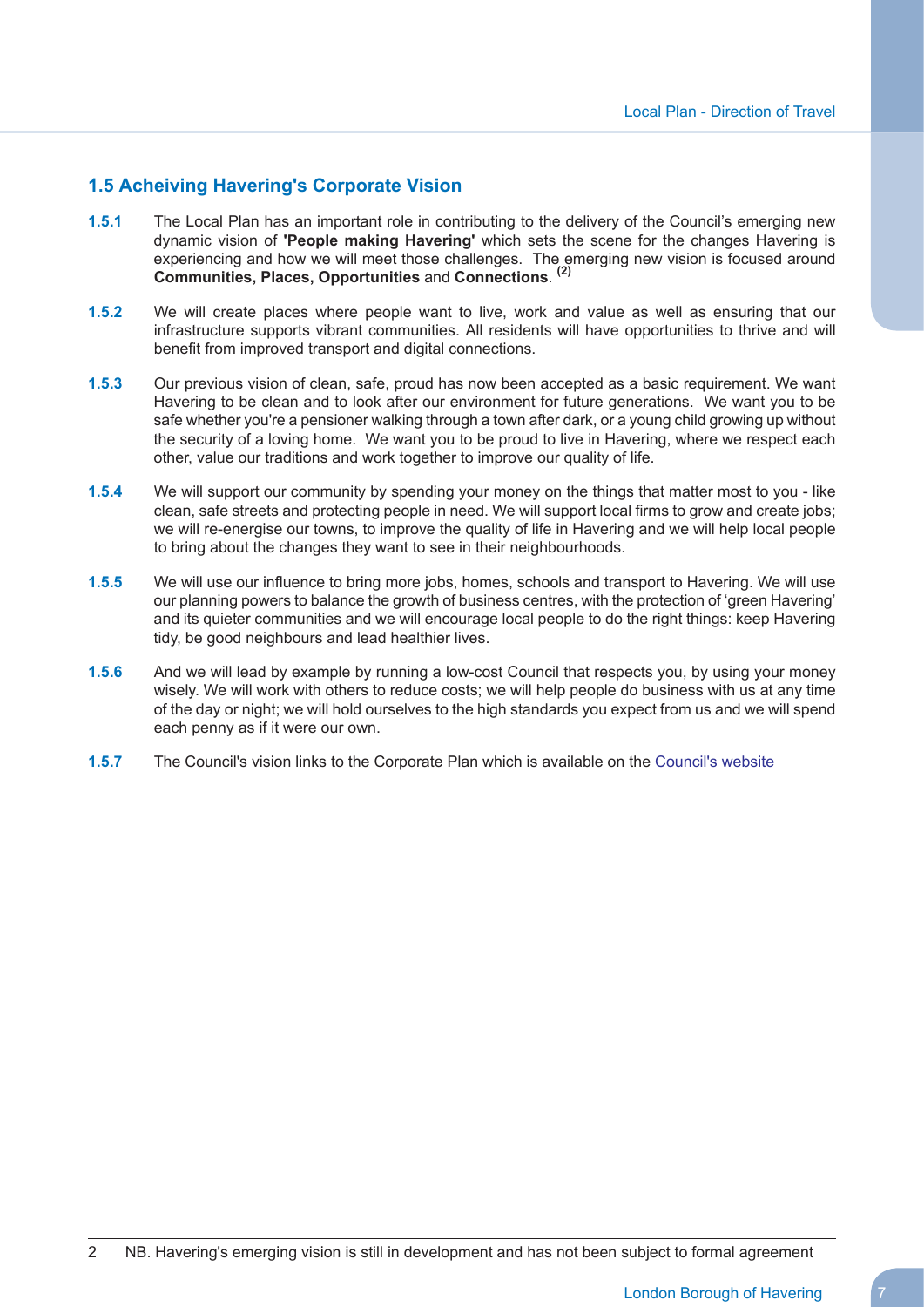## 1.5 Acheiving Havering's Corporate Vision

**1.5.1** The Local Plan has an important role in contributing to the delivery of the Council's emerging new dynamic vision of **'People making Havering'** which sets the scene for the changes Havering is experiencing and how we will meet those challenges. The emerging new vision is focused around **Communities, Places, Opportunities** and **Connections**. [2]

**1.5.2** We will create places where people want to live, work and value as well as ensuring that our infrastructure supports vibrant communities. All residents will have opportunities to thrive and will benefit from improved transport and digital connections.

**1.5.3** Our previous vision of clean, safe, proud has now been accepted as a basic requirement. We want Havering to be clean and to look after our environment for future generations. We want you to be safe whether you're a pensioner walking through a town after dark, or a young child growing up without the security of a loving home. We want you to be proud to live in Havering, where we respect each other, value our traditions and work together to improve our quality of life.

**1.5.4** We will support our community by spending your money on the things that matter most to you - like clean, safe streets and protecting people in need. We will support local firms to grow and create jobs; we will re-energise our towns, to improve the quality of life in Havering and we will help local people to bring about the changes they want to see in their neighbourhoods.

**1.5.5** We will use our influence to bring more jobs, homes, schools and transport to Havering. We will use our planning powers to balance the growth of business centres, with the protection of 'green Havering' and its quieter communities and we will encourage local people to do the right things: keep Havering tidy, be good neighbours and lead healthier lives.

**1.5.6** And we will lead by example by running a low-cost Council that respects you, by using your money wisely. We will work with others to reduce costs; we will help people do business with us at any time of the day or night; we will hold ourselves to the high standards you expect from us and we will spend each penny as if it were our own.

**1.5.7** The Council's vision links to the Corporate Plan which is available on the Council's website

---

2 NB. Havering's emerging vision is still in development and has not been subject to formal agreement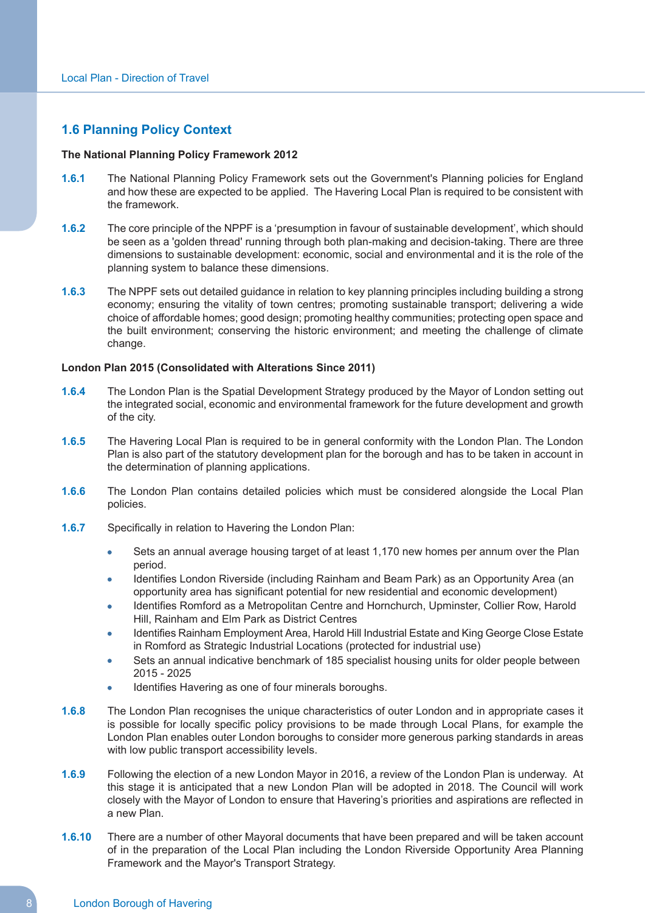## 1.6 Planning Policy Context

**The National Planning Policy Framework 2012**

**1.6.1** The National Planning Policy Framework sets out the Government's Planning policies for England and how these are expected to be applied. The Havering Local Plan is required to be consistent with the framework.

**1.6.2** The core principle of the NPPF is a 'presumption in favour of sustainable development', which should be seen as a 'golden thread' running through both plan-making and decision-taking. There are three dimensions to sustainable development: economic, social and environmental and it is the role of the planning system to balance these dimensions.

**1.6.3** The NPPF sets out detailed guidance in relation to key planning principles including building a strong economy; ensuring the vitality of town centres; promoting sustainable transport; delivering a wide choice of affordable homes; good design; promoting healthy communities; protecting open space and the built environment; conserving the historic environment; and meeting the challenge of climate change.

**London Plan 2015 (Consolidated with Alterations Since 2011)**

**1.6.4** The London Plan is the Spatial Development Strategy produced by the Mayor of London setting out the integrated social, economic and environmental framework for the future development and growth of the city.

**1.6.5** The Havering Local Plan is required to be in general conformity with the London Plan. The London Plan is also part of the statutory development plan for the borough and has to be taken in account in the determination of planning applications.

**1.6.6** The London Plan contains detailed policies which must be considered alongside the Local Plan policies.

**1.6.7** Specifically in relation to Havering the London Plan:

- Sets an annual average housing target of at least 1,170 new homes per annum over the Plan period.
- Identifies London Riverside (including Rainham and Beam Park) as an Opportunity Area (an opportunity area has significant potential for new residential and economic development)
- Identifies Romford as a Metropolitan Centre and Hornchurch, Upminster, Collier Row, Harold Hill, Rainham and Elm Park as District Centres
- Identifies Rainham Employment Area, Harold Hill Industrial Estate and King George Close Estate in Romford as Strategic Industrial Locations (protected for industrial use)
- Sets an annual indicative benchmark of 185 specialist housing units for older people between 2015 - 2025
- Identifies Havering as one of four minerals boroughs.

**1.6.8** The London Plan recognises the unique characteristics of outer London and in appropriate cases it is possible for locally specific policy provisions to be made through Local Plans, for example the London Plan enables outer London boroughs to consider more generous parking standards in areas with low public transport accessibility levels.

**1.6.9** Following the election of a new London Mayor in 2016, a review of the London Plan is underway. At this stage it is anticipated that a new London Plan will be adopted in 2018. The Council will work closely with the Mayor of London to ensure that Havering's priorities and aspirations are reflected in a new Plan.

**1.6.10** There are a number of other Mayoral documents that have been prepared and will be taken account of in the preparation of the Local Plan including the London Riverside Opportunity Area Planning Framework and the Mayor's Transport Strategy.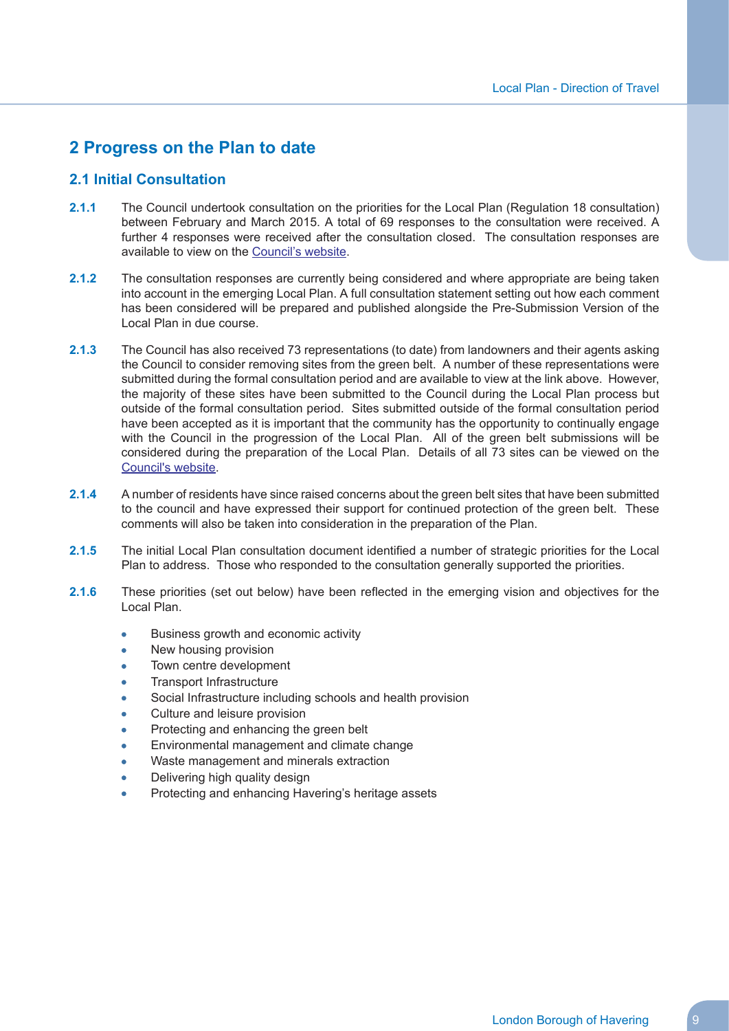## 2 Progress on the Plan to date

### 2.1 Initial Consultation

**2.1.1** The Council undertook consultation on the priorities for the Local Plan (Regulation 18 consultation) between February and March 2015. A total of 69 responses to the consultation were received. A further 4 responses were received after the consultation closed. The consultation responses are available to view on the Council's website.

**2.1.2** The consultation responses are currently being considered and where appropriate are being taken into account in the emerging Local Plan. A full consultation statement setting out how each comment has been considered will be prepared and published alongside the Pre-Submission Version of the Local Plan in due course.

**2.1.3** The Council has also received 73 representations (to date) from landowners and their agents asking the Council to consider removing sites from the green belt. A number of these representations were submitted during the formal consultation period and are available to view at the link above. However, the majority of these sites have been submitted to the Council during the Local Plan process but outside of the formal consultation period. Sites submitted outside of the formal consultation period have been accepted as it is important that the community has the opportunity to continually engage with the Council in the progression of the Local Plan. All of the green belt submissions will be considered during the preparation of the Local Plan. Details of all 73 sites can be viewed on the Council's website.

**2.1.4** A number of residents have since raised concerns about the green belt sites that have been submitted to the council and have expressed their support for continued protection of the green belt. These comments will also be taken into consideration in the preparation of the Plan.

**2.1.5** The initial Local Plan consultation document identified a number of strategic priorities for the Local Plan to address. Those who responded to the consultation generally supported the priorities.

**2.1.6** These priorities (set out below) have been reflected in the emerging vision and objectives for the Local Plan.

- Business growth and economic activity
- New housing provision
- Town centre development
- Transport Infrastructure
- Social Infrastructure including schools and health provision
- Culture and leisure provision
- Protecting and enhancing the green belt
- Environmental management and climate change
- Waste management and minerals extraction
- Delivering high quality design
- Protecting and enhancing Havering's heritage assets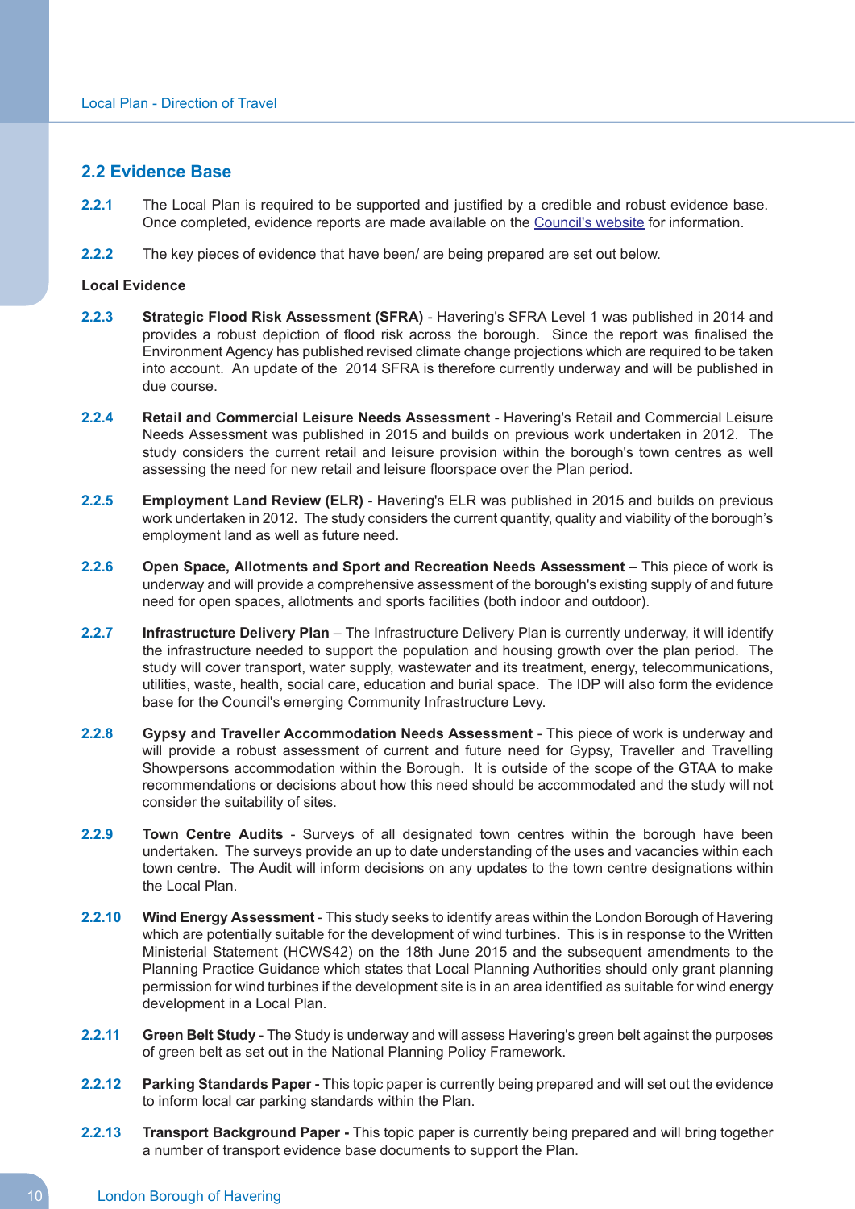## 2.2 Evidence Base

**2.2.1** The Local Plan is required to be supported and justified by a credible and robust evidence base. Once completed, evidence reports are made available on the Council's website for information.

**2.2.2** The key pieces of evidence that have been/ are being prepared are set out below.

**Local Evidence**

**2.2.3** **Strategic Flood Risk Assessment (SFRA)** - Havering's SFRA Level 1 was published in 2014 and provides a robust depiction of flood risk across the borough. Since the report was finalised the Environment Agency has published revised climate change projections which are required to be taken into account. An update of the 2014 SFRA is therefore currently underway and will be published in due course.

**2.2.4** **Retail and Commercial Leisure Needs Assessment** - Havering's Retail and Commercial Leisure Needs Assessment was published in 2015 and builds on previous work undertaken in 2012. The study considers the current retail and leisure provision within the borough's town centres as well assessing the need for new retail and leisure floorspace over the Plan period.

**2.2.5** **Employment Land Review (ELR)** - Havering's ELR was published in 2015 and builds on previous work undertaken in 2012. The study considers the current quantity, quality and viability of the borough's employment land as well as future need.

**2.2.6** **Open Space, Allotments and Sport and Recreation Needs Assessment** – This piece of work is underway and will provide a comprehensive assessment of the borough's existing supply of and future need for open spaces, allotments and sports facilities (both indoor and outdoor).

**2.2.7** **Infrastructure Delivery Plan** – The Infrastructure Delivery Plan is currently underway, it will identify the infrastructure needed to support the population and housing growth over the plan period. The study will cover transport, water supply, wastewater and its treatment, energy, telecommunications, utilities, waste, health, social care, education and burial space. The IDP will also form the evidence base for the Council's emerging Community Infrastructure Levy.

**2.2.8** **Gypsy and Traveller Accommodation Needs Assessment** - This piece of work is underway and will provide a robust assessment of current and future need for Gypsy, Traveller and Travelling Showpersons accommodation within the Borough. It is outside of the scope of the GTAA to make recommendations or decisions about how this need should be accommodated and the study will not consider the suitability of sites.

**2.2.9** **Town Centre Audits** - Surveys of all designated town centres within the borough have been undertaken. The surveys provide an up to date understanding of the uses and vacancies within each town centre. The Audit will inform decisions on any updates to the town centre designations within the Local Plan.

**2.2.10** **Wind Energy Assessment** - This study seeks to identify areas within the London Borough of Havering which are potentially suitable for the development of wind turbines. This is in response to the Written Ministerial Statement (HCWS42) on the 18th June 2015 and the subsequent amendments to the Planning Practice Guidance which states that Local Planning Authorities should only grant planning permission for wind turbines if the development site is in an area identified as suitable for wind energy development in a Local Plan.

**2.2.11** **Green Belt Study** - The Study is underway and will assess Havering's green belt against the purposes of green belt as set out in the National Planning Policy Framework.

**2.2.12** **Parking Standards Paper -** This topic paper is currently being prepared and will set out the evidence to inform local car parking standards within the Plan.

**2.2.13** **Transport Background Paper -** This topic paper is currently being prepared and will bring together a number of transport evidence base documents to support the Plan.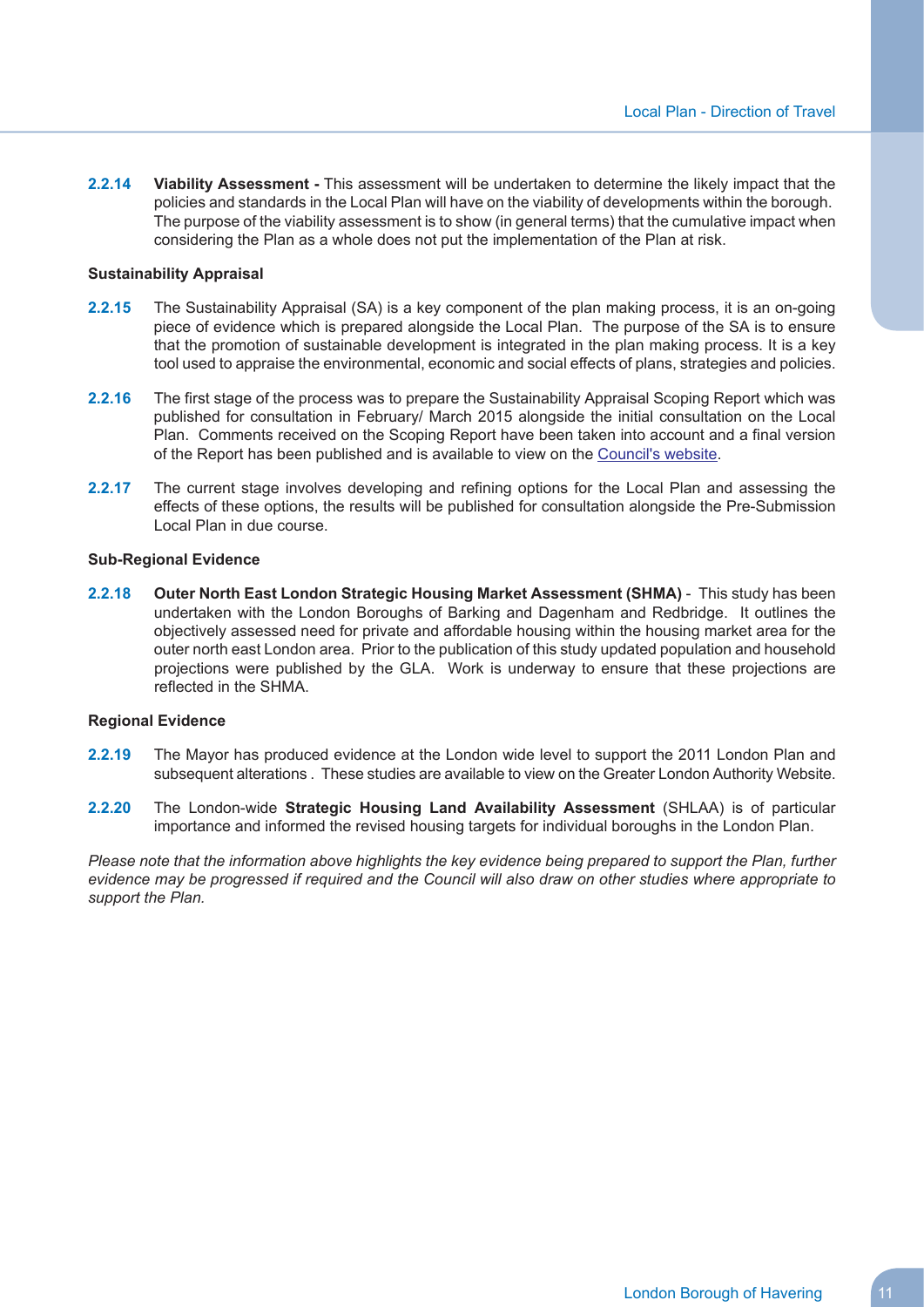**2.2.14** **Viability Assessment -** This assessment will be undertaken to determine the likely impact that the policies and standards in the Local Plan will have on the viability of developments within the borough. The purpose of the viability assessment is to show (in general terms) that the cumulative impact when considering the Plan as a whole does not put the implementation of the Plan at risk.

### Sustainability Appraisal

**2.2.15** The Sustainability Appraisal (SA) is a key component of the plan making process, it is an on-going piece of evidence which is prepared alongside the Local Plan. The purpose of the SA is to ensure that the promotion of sustainable development is integrated in the plan making process. It is a key tool used to appraise the environmental, economic and social effects of plans, strategies and policies.

**2.2.16** The first stage of the process was to prepare the Sustainability Appraisal Scoping Report which was published for consultation in February/ March 2015 alongside the initial consultation on the Local Plan. Comments received on the Scoping Report have been taken into account and a final version of the Report has been published and is available to view on the Council's website.

**2.2.17** The current stage involves developing and refining options for the Local Plan and assessing the effects of these options, the results will be published for consultation alongside the Pre-Submission Local Plan in due course.

### Sub-Regional Evidence

**2.2.18** **Outer North East London Strategic Housing Market Assessment (SHMA)** - This study has been undertaken with the London Boroughs of Barking and Dagenham and Redbridge. It outlines the objectively assessed need for private and affordable housing within the housing market area for the outer north east London area. Prior to the publication of this study updated population and household projections were published by the GLA. Work is underway to ensure that these projections are reflected in the SHMA.

### Regional Evidence

**2.2.19** The Mayor has produced evidence at the London wide level to support the 2011 London Plan and subsequent alterations . These studies are available to view on the Greater London Authority Website.

**2.2.20** The London-wide **Strategic Housing Land Availability Assessment** (SHLAA) is of particular importance and informed the revised housing targets for individual boroughs in the London Plan.

*Please note that the information above highlights the key evidence being prepared to support the Plan, further evidence may be progressed if required and the Council will also draw on other studies where appropriate to support the Plan.*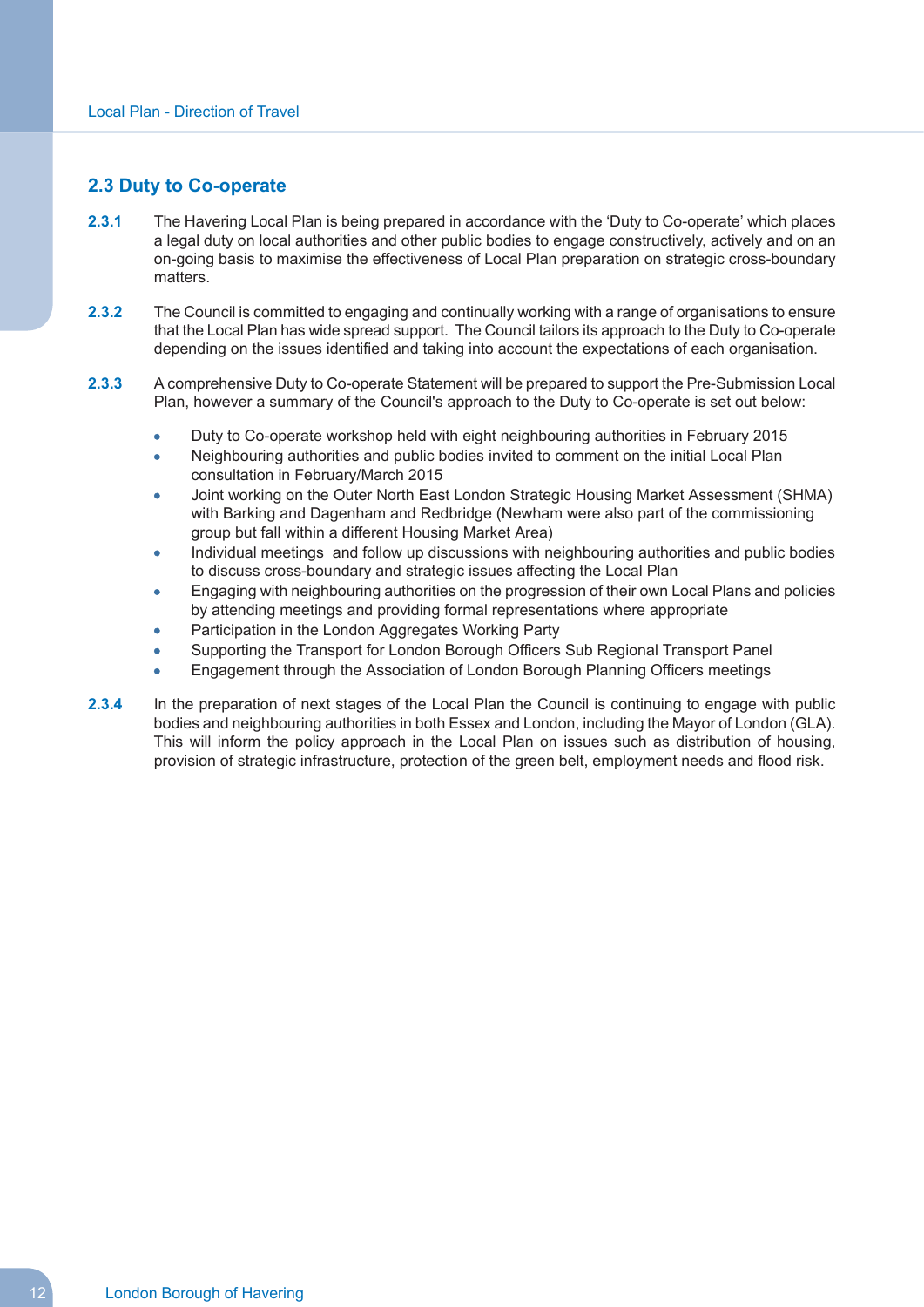## 2.3 Duty to Co-operate

**2.3.1** The Havering Local Plan is being prepared in accordance with the 'Duty to Co-operate' which places a legal duty on local authorities and other public bodies to engage constructively, actively and on an on-going basis to maximise the effectiveness of Local Plan preparation on strategic cross-boundary matters.

**2.3.2** The Council is committed to engaging and continually working with a range of organisations to ensure that the Local Plan has wide spread support. The Council tailors its approach to the Duty to Co-operate depending on the issues identified and taking into account the expectations of each organisation.

**2.3.3** A comprehensive Duty to Co-operate Statement will be prepared to support the Pre-Submission Local Plan, however a summary of the Council's approach to the Duty to Co-operate is set out below:

- Duty to Co-operate workshop held with eight neighbouring authorities in February 2015
- Neighbouring authorities and public bodies invited to comment on the initial Local Plan consultation in February/March 2015
- Joint working on the Outer North East London Strategic Housing Market Assessment (SHMA) with Barking and Dagenham and Redbridge (Newham were also part of the commissioning group but fall within a different Housing Market Area)
- Individual meetings and follow up discussions with neighbouring authorities and public bodies to discuss cross-boundary and strategic issues affecting the Local Plan
- Engaging with neighbouring authorities on the progression of their own Local Plans and policies by attending meetings and providing formal representations where appropriate
- Participation in the London Aggregates Working Party
- Supporting the Transport for London Borough Officers Sub Regional Transport Panel
- Engagement through the Association of London Borough Planning Officers meetings

**2.3.4** In the preparation of next stages of the Local Plan the Council is continuing to engage with public bodies and neighbouring authorities in both Essex and London, including the Mayor of London (GLA). This will inform the policy approach in the Local Plan on issues such as distribution of housing, provision of strategic infrastructure, protection of the green belt, employment needs and flood risk.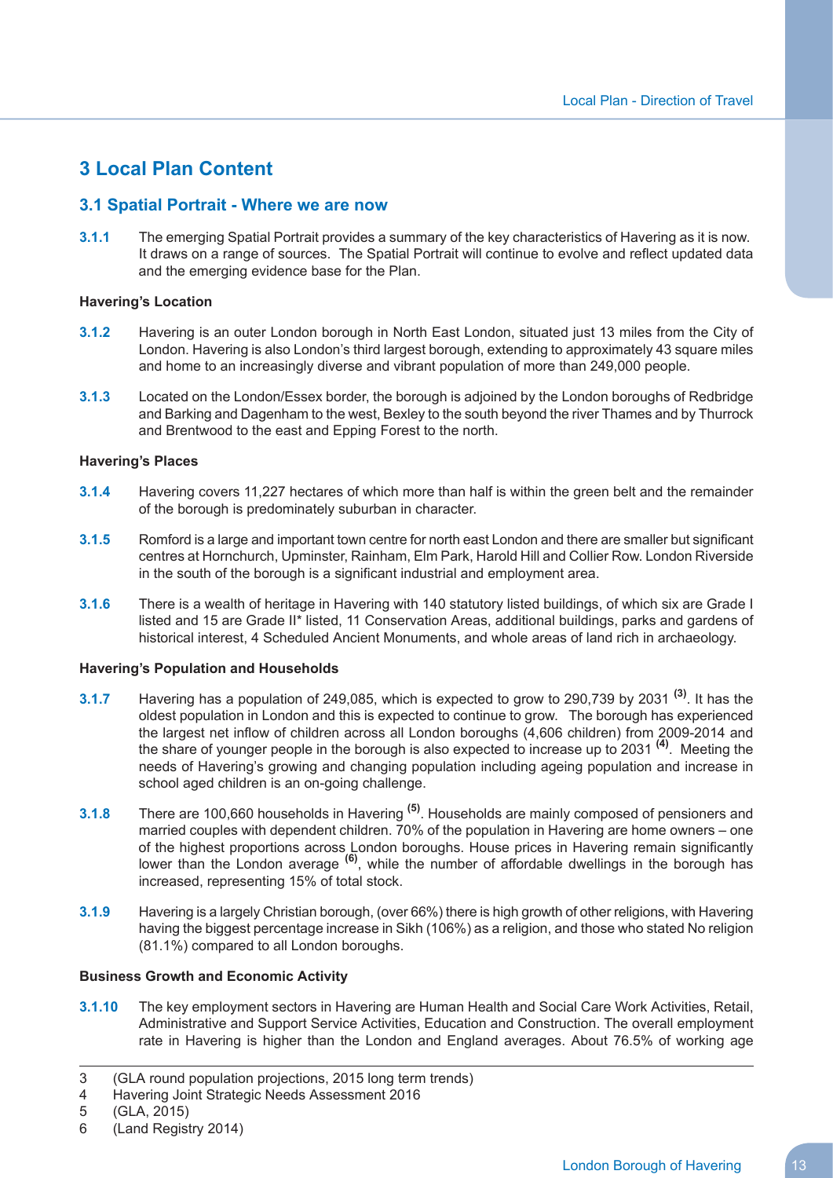# 3 Local Plan Content

## 3.1 Spatial Portrait - Where we are now

**3.1.1** The emerging Spatial Portrait provides a summary of the key characteristics of Havering as it is now. It draws on a range of sources. The Spatial Portrait will continue to evolve and reflect updated data and the emerging evidence base for the Plan.

**Havering's Location**

**3.1.2** Havering is an outer London borough in North East London, situated just 13 miles from the City of London. Havering is also London's third largest borough, extending to approximately 43 square miles and home to an increasingly diverse and vibrant population of more than 249,000 people.

**3.1.3** Located on the London/Essex border, the borough is adjoined by the London boroughs of Redbridge and Barking and Dagenham to the west, Bexley to the south beyond the river Thames and by Thurrock and Brentwood to the east and Epping Forest to the north.

**Havering's Places**

**3.1.4** Havering covers 11,227 hectares of which more than half is within the green belt and the remainder of the borough is predominately suburban in character.

**3.1.5** Romford is a large and important town centre for north east London and there are smaller but significant centres at Hornchurch, Upminster, Rainham, Elm Park, Harold Hill and Collier Row. London Riverside in the south of the borough is a significant industrial and employment area.

**3.1.6** There is a wealth of heritage in Havering with 140 statutory listed buildings, of which six are Grade I listed and 15 are Grade II* listed, 11 Conservation Areas, additional buildings, parks and gardens of historical interest, 4 Scheduled Ancient Monuments, and whole areas of land rich in archaeology.

**Havering's Population and Households**

**3.1.7** Havering has a population of 249,085, which is expected to grow to 290,739 by 2031 [(3)]. It has the oldest population in London and this is expected to continue to grow. The borough has experienced the largest net inflow of children across all London boroughs (4,606 children) from 2009-2014 and the share of younger people in the borough is also expected to increase up to 2031 [(4)]. Meeting the needs of Havering's growing and changing population including ageing population and increase in school aged children is an on-going challenge.

**3.1.8** There are 100,660 households in Havering [(5)]. Households are mainly composed of pensioners and married couples with dependent children. 70% of the population in Havering are home owners – one of the highest proportions across London boroughs. House prices in Havering remain significantly lower than the London average [(6)], while the number of affordable dwellings in the borough has increased, representing 15% of total stock.

**3.1.9** Havering is a largely Christian borough, (over 66%) there is high growth of other religions, with Havering having the biggest percentage increase in Sikh (106%) as a religion, and those who stated No religion (81.1%) compared to all London boroughs.

**Business Growth and Economic Activity**

**3.1.10** The key employment sectors in Havering are Human Health and Social Care Work Activities, Retail, Administrative and Support Service Activities, Education and Construction. The overall employment rate in Havering is higher than the London and England averages. About 76.5% of working age

---

3 (GLA round population projections, 2015 long term trends)
4 Havering Joint Strategic Needs Assessment 2016
5 (GLA, 2015)
6 (Land Registry 2014)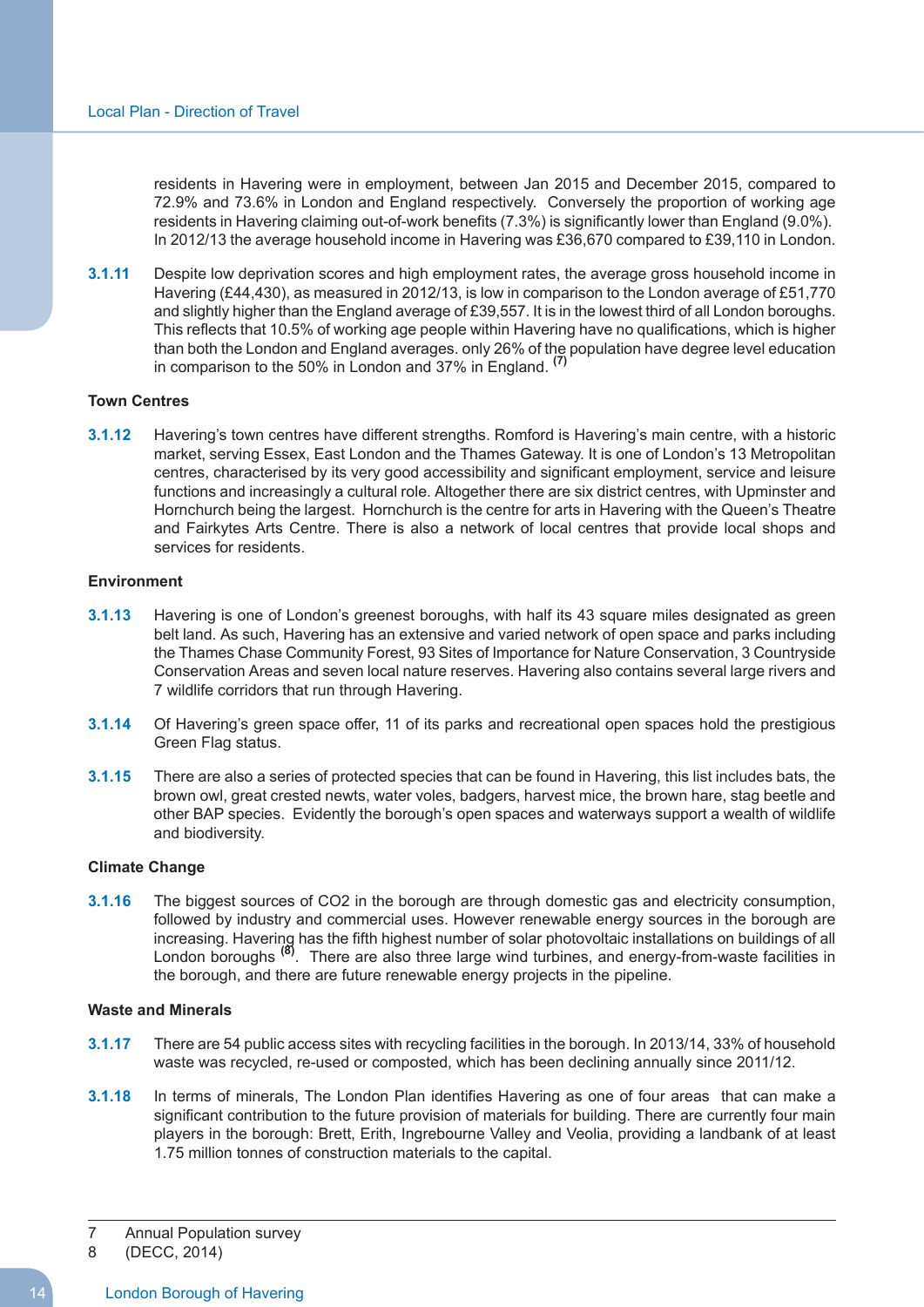residents in Havering were in employment, between Jan 2015 and December 2015, compared to 72.9% and 73.6% in London and England respectively. Conversely the proportion of working age residents in Havering claiming out-of-work benefits (7.3%) is significantly lower than England (9.0%). In 2012/13 the average household income in Havering was £36,670 compared to £39,110 in London.

**3.1.11** Despite low deprivation scores and high employment rates, the average gross household income in Havering (£44,430), as measured in 2012/13, is low in comparison to the London average of £51,770 and slightly higher than the England average of £39,557. It is in the lowest third of all London boroughs. This reflects that 10.5% of working age people within Havering have no qualifications, which is higher than both the London and England averages. only 26% of the population have degree level education in comparison to the 50% in London and 37% in England. [7]

### Town Centres

**3.1.12** Havering's town centres have different strengths. Romford is Havering's main centre, with a historic market, serving Essex, East London and the Thames Gateway. It is one of London's 13 Metropolitan centres, characterised by its very good accessibility and significant employment, service and leisure functions and increasingly a cultural role. Altogether there are six district centres, with Upminster and Hornchurch being the largest. Hornchurch is the centre for arts in Havering with the Queen's Theatre and Fairkytes Arts Centre. There is also a network of local centres that provide local shops and services for residents.

### Environment

**3.1.13** Havering is one of London's greenest boroughs, with half its 43 square miles designated as green belt land. As such, Havering has an extensive and varied network of open space and parks including the Thames Chase Community Forest, 93 Sites of Importance for Nature Conservation, 3 Countryside Conservation Areas and seven local nature reserves. Havering also contains several large rivers and 7 wildlife corridors that run through Havering.

**3.1.14** Of Havering's green space offer, 11 of its parks and recreational open spaces hold the prestigious Green Flag status.

**3.1.15** There are also a series of protected species that can be found in Havering, this list includes bats, the brown owl, great crested newts, water voles, badgers, harvest mice, the brown hare, stag beetle and other BAP species. Evidently the borough's open spaces and waterways support a wealth of wildlife and biodiversity.

### Climate Change

**3.1.16** The biggest sources of CO2 in the borough are through domestic gas and electricity consumption, followed by industry and commercial uses. However renewable energy sources in the borough are increasing. Havering has the fifth highest number of solar photovoltaic installations on buildings of all London boroughs [8]. There are also three large wind turbines, and energy-from-waste facilities in the borough, and there are future renewable energy projects in the pipeline.

### Waste and Minerals

**3.1.17** There are 54 public access sites with recycling facilities in the borough. In 2013/14, 33% of household waste was recycled, re-used or composted, which has been declining annually since 2011/12.

**3.1.18** In terms of minerals, The London Plan identifies Havering as one of four areas that can make a significant contribution to the future provision of materials for building. There are currently four main players in the borough: Brett, Erith, Ingrebourne Valley and Veolia, providing a landbank of at least 1.75 million tonnes of construction materials to the capital.

---

7 Annual Population survey

8 (DECC, 2014)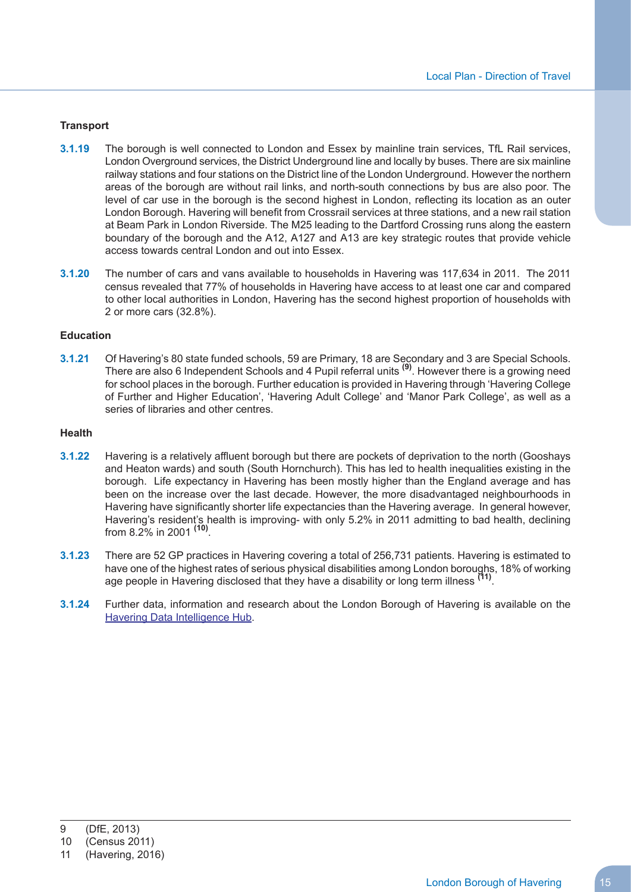### Transport

**3.1.19** The borough is well connected to London and Essex by mainline train services, TfL Rail services, London Overground services, the District Underground line and locally by buses. There are six mainline railway stations and four stations on the District line of the London Underground. However the northern areas of the borough are without rail links, and north-south connections by bus are also poor. The level of car use in the borough is the second highest in London, reflecting its location as an outer London Borough. Havering will benefit from Crossrail services at three stations, and a new rail station at Beam Park in London Riverside. The M25 leading to the Dartford Crossing runs along the eastern boundary of the borough and the A12, A127 and A13 are key strategic routes that provide vehicle access towards central London and out into Essex.

**3.1.20** The number of cars and vans available to households in Havering was 117,634 in 2011. The 2011 census revealed that 77% of households in Havering have access to at least one car and compared to other local authorities in London, Havering has the second highest proportion of households with 2 or more cars (32.8%).

### Education

**3.1.21** Of Havering's 80 state funded schools, 59 are Primary, 18 are Secondary and 3 are Special Schools. There are also 6 Independent Schools and 4 Pupil referral units [9]. However there is a growing need for school places in the borough. Further education is provided in Havering through 'Havering College of Further and Higher Education', 'Havering Adult College' and 'Manor Park College', as well as a series of libraries and other centres.

### Health

**3.1.22** Havering is a relatively affluent borough but there are pockets of deprivation to the north (Gooshays and Heaton wards) and south (South Hornchurch). This has led to health inequalities existing in the borough. Life expectancy in Havering has been mostly higher than the England average and has been on the increase over the last decade. However, the more disadvantaged neighbourhoods in Havering have significantly shorter life expectancies than the Havering average. In general however, Havering's resident's health is improving- with only 5.2% in 2011 admitting to bad health, declining from 8.2% in 2001 [10].

**3.1.23** There are 52 GP practices in Havering covering a total of 256,731 patients. Havering is estimated to have one of the highest rates of serious physical disabilities among London boroughs, 18% of working age people in Havering disclosed that they have a disability or long term illness [11].

**3.1.24** Further data, information and research about the London Borough of Havering is available on the Havering Data Intelligence Hub.

---

9 (DfE, 2013)
10 (Census 2011)
11 (Havering, 2016)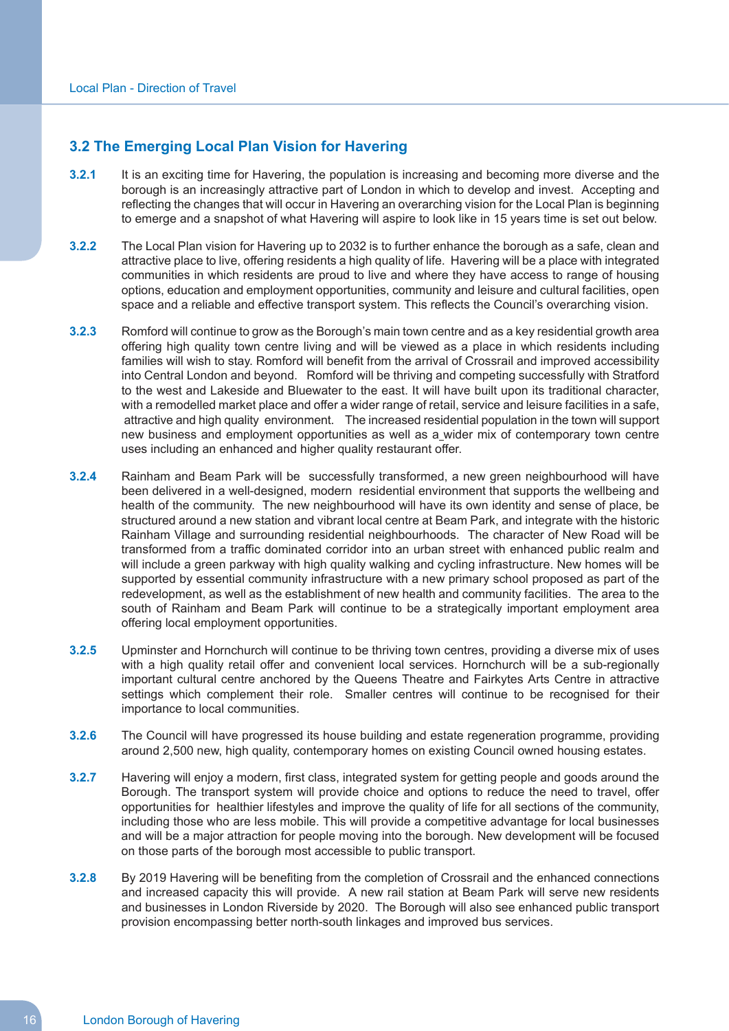## 3.2 The Emerging Local Plan Vision for Havering

**3.2.1** It is an exciting time for Havering, the population is increasing and becoming more diverse and the borough is an increasingly attractive part of London in which to develop and invest. Accepting and reflecting the changes that will occur in Havering an overarching vision for the Local Plan is beginning to emerge and a snapshot of what Havering will aspire to look like in 15 years time is set out below.

**3.2.2** The Local Plan vision for Havering up to 2032 is to further enhance the borough as a safe, clean and attractive place to live, offering residents a high quality of life. Havering will be a place with integrated communities in which residents are proud to live and where they have access to range of housing options, education and employment opportunities, community and leisure and cultural facilities, open space and a reliable and effective transport system. This reflects the Council's overarching vision.

**3.2.3** Romford will continue to grow as the Borough's main town centre and as a key residential growth area offering high quality town centre living and will be viewed as a place in which residents including families will wish to stay. Romford will benefit from the arrival of Crossrail and improved accessibility into Central London and beyond. Romford will be thriving and competing successfully with Stratford to the west and Lakeside and Bluewater to the east. It will been built upon its traditional character, with a remodelled market place and offer a wider range of retail, service and leisure facilities in a safe, attractive and high quality environment. The increased residential population in the town will support new business and employment opportunities as well as a wider mix of contemporary town centre uses including an enhanced and higher quality restaurant offer.

**3.2.4** Rainham and Beam Park will be successfully transformed, a new green neighbourhood will have been delivered in a well-designed, modern residential environment that supports the wellbeing and health of the community. The new neighbourhood will have its own identity and sense of place, be structured around a new station and vibrant local centre at Beam Park, and integrate with the historic Rainham Village and surrounding residential neighbourhoods. The character of New Road will be transformed from a traffic dominated corridor into an urban street with enhanced public realm and will include a green parkway with high quality walking and cycling infrastructure. New homes will be supported by essential community infrastructure with a new primary school proposed as part of the redevelopment, as well as the establishment of new health and community facilities. The area to the south of Rainham and Beam Park will continue to be a strategically important employment area offering local employment opportunities.

**3.2.5** Upminster and Hornchurch will continue to be thriving town centres, providing a diverse mix of uses with a high quality retail offer and convenient local services. Hornchurch will be a sub-regionally important cultural centre anchored by the Queens Theatre and Fairkytes Arts Centre in attractive settings which complement their role. Smaller centres will continue to be recognised for their importance to local communities.

**3.2.6** The Council will have progressed its house building and estate regeneration programme, providing around 2,500 new, high quality, contemporary homes on existing Council owned housing estates.

**3.2.7** Havering will enjoy a modern, first class, integrated system for getting people and goods around the Borough. The transport system will provide choice and options to reduce the need to travel, offer opportunities for healthier lifestyles and improve the quality of life for all sections of the community, including those who are less mobile. This will provide a competitive advantage for local businesses and will be a major attraction for people moving into the borough. New development will be focused on those parts of the borough most accessible to public transport.

**3.2.8** By 2019 Havering will be benefiting from the completion of Crossrail and the enhanced connections and increased capacity this will provide. A new rail station at Beam Park will serve new residents and businesses in London Riverside by 2020. The Borough will also see enhanced public transport provision encompassing better north-south linkages and improved bus services.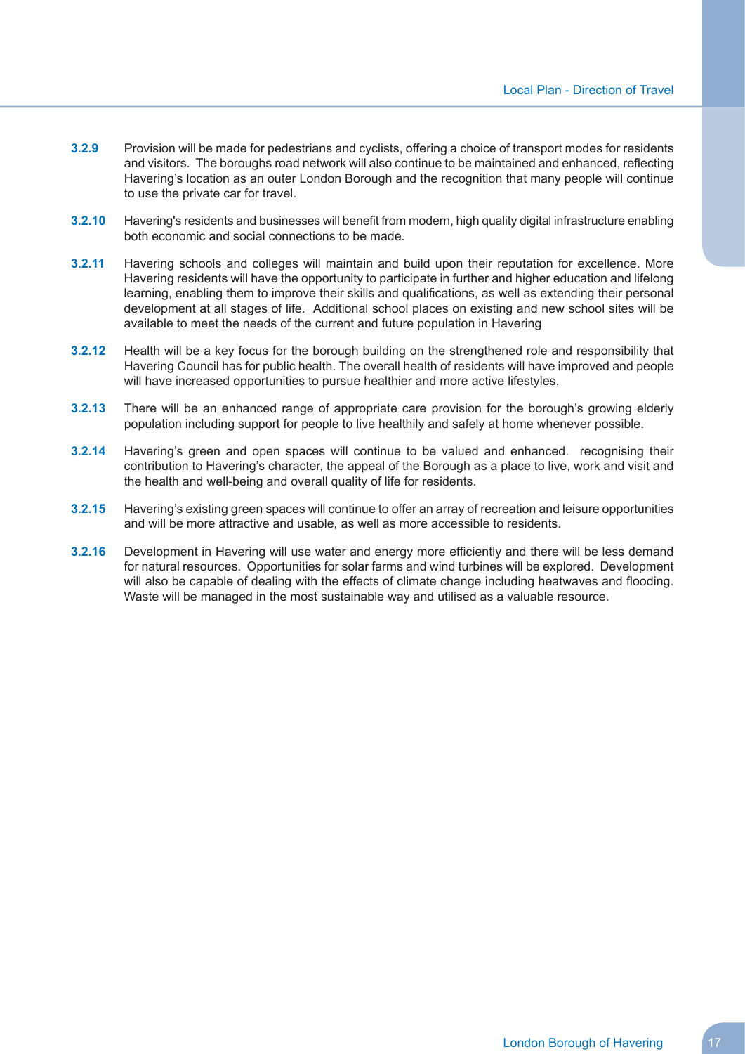**3.2.9** Provision will be made for pedestrians and cyclists, offering a choice of transport modes for residents and visitors. The boroughs road network will also continue to be maintained and enhanced, reflecting Havering's location as an outer London Borough and the recognition that many people will continue to use the private car for travel.

**3.2.10** Havering's residents and businesses will benefit from modern, high quality digital infrastructure enabling both economic and social connections to be made.

**3.2.11** Havering schools and colleges will maintain and build upon their reputation for excellence. More Havering residents will have the opportunity to participate in further and higher education and lifelong learning, enabling them to improve their skills and qualifications, as well as extending their personal development at all stages of life. Additional school places on existing and new school sites will be available to meet the needs of the current and future population in Havering

**3.2.12** Health will be a key focus for the borough building on the strengthened role and responsibility that Havering Council has for public health. The overall health of residents will have improved and people will have increased opportunities to pursue healthier and more active lifestyles.

**3.2.13** There will be an enhanced range of appropriate care provision for the borough's growing elderly population including support for people to live healthily and safely at home whenever possible.

**3.2.14** Havering's green and open spaces will continue to be valued and enhanced. recognising their contribution to Havering's character, the appeal of the Borough as a place to live, work and visit and the health and well-being and overall quality of life for residents.

**3.2.15** Havering's existing green spaces will continue to offer an array of recreation and leisure opportunities and will be more attractive and usable, as well as more accessible to residents.

**3.2.16** Development in Havering will use water and energy more efficiently and there will be less demand for natural resources. Opportunities for solar farms and wind turbines will be explored. Development will also be capable of dealing with the effects of climate change including heatwaves and flooding. Waste will be managed in the most sustainable way and utilised as a valuable resource.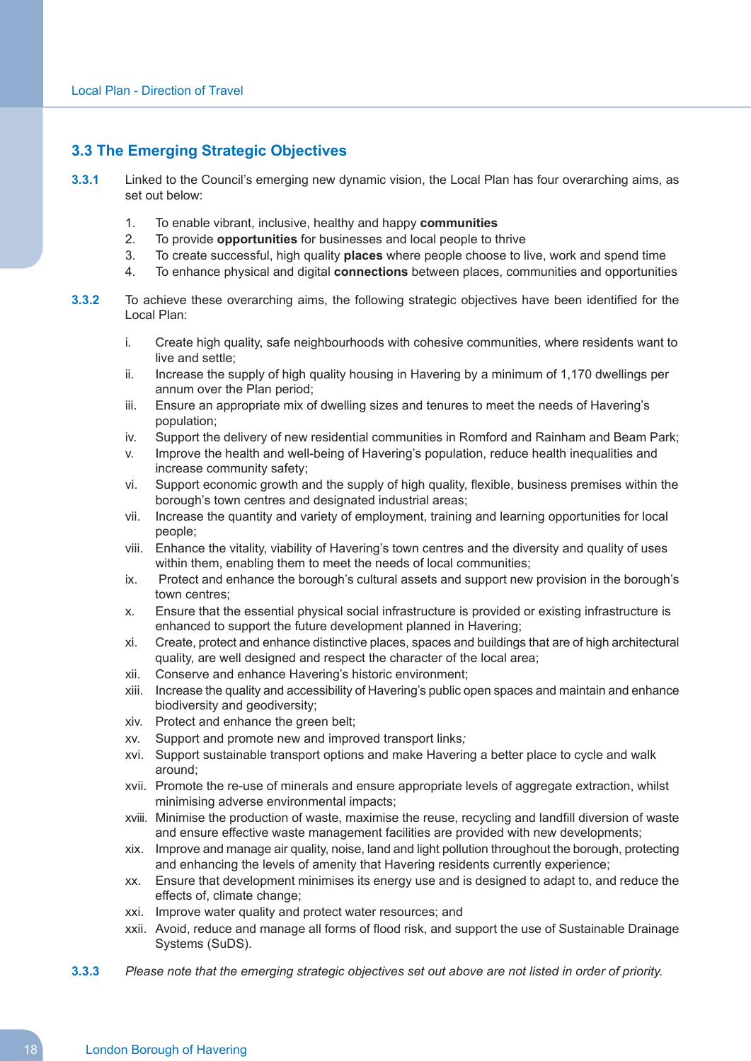## 3.3 The Emerging Strategic Objectives

**3.3.1** Linked to the Council's emerging new dynamic vision, the Local Plan has four overarching aims, as set out below:

1. To enable vibrant, inclusive, healthy and happy **communities**
2. To provide **opportunities** for businesses and local people to thrive
3. To create successful, high quality **places** where people choose to live, work and spend time
4. To enhance physical and digital **connections** between places, communities and opportunities

**3.3.2** To achieve these overarching aims, the following strategic objectives have been identified for the Local Plan:

i. Create high quality, safe neighbourhoods with cohesive communities, where residents want to live and settle;

ii. Increase the supply of high quality housing in Havering by a minimum of 1,170 dwellings per annum over the Plan period;

iii. Ensure an appropriate mix of dwelling sizes and tenures to meet the needs of Havering's population;

iv. Support the delivery of new residential communities in Romford and Rainham and Beam Park;

v. Improve the health and well-being of Havering's population, reduce health inequalities and increase community safety;

vi. Support economic growth and the supply of high quality, flexible, business premises within the borough's town centres and designated industrial areas;

vii. Increase the quantity and variety of employment, training and learning opportunities for local people;

viii. Enhance the vitality, viability of Havering's town centres and the diversity and quality of uses within them, enabling them to meet the needs of local communities;

ix. Protect and enhance the borough's cultural assets and support new provision in the borough's town centres;

x. Ensure that the essential physical social infrastructure is provided or existing infrastructure is enhanced to support the future development planned in Havering;

xi. Create, protect and enhance distinctive places, spaces and buildings that are of high architectural quality, are well designed and respect the character of the local area;

xii. Conserve and enhance Havering's historic environment;

xiii. Increase the quality and accessibility of Havering's public open spaces and maintain and enhance biodiversity and geodiversity;

xiv. Protect and enhance the green belt;

xv. Support and promote new and improved transport links;

xvi. Support sustainable transport options and make Havering a better place to cycle and walk around;

xvii. Promote the re-use of minerals and ensure appropriate levels of aggregate extraction, whilst minimising adverse environmental impacts;

xviii. Minimise the production of waste, maximise the reuse, recycling and landfill diversion of waste and ensure effective waste management facilities are provided with new developments;

xix. Improve and manage air quality, noise, land and light pollution throughout the borough, protecting and enhancing the levels of amenity that Havering residents currently experience;

xx. Ensure that development minimises its energy use and is designed to adapt to, and reduce the effects of, climate change;

xxi. Improve water quality and protect water resources; and

xxii. Avoid, reduce and manage all forms of flood risk, and support the use of Sustainable Drainage Systems (SuDS).

**3.3.3** *Please note that the emerging strategic objectives set out above are not listed in order of priority.*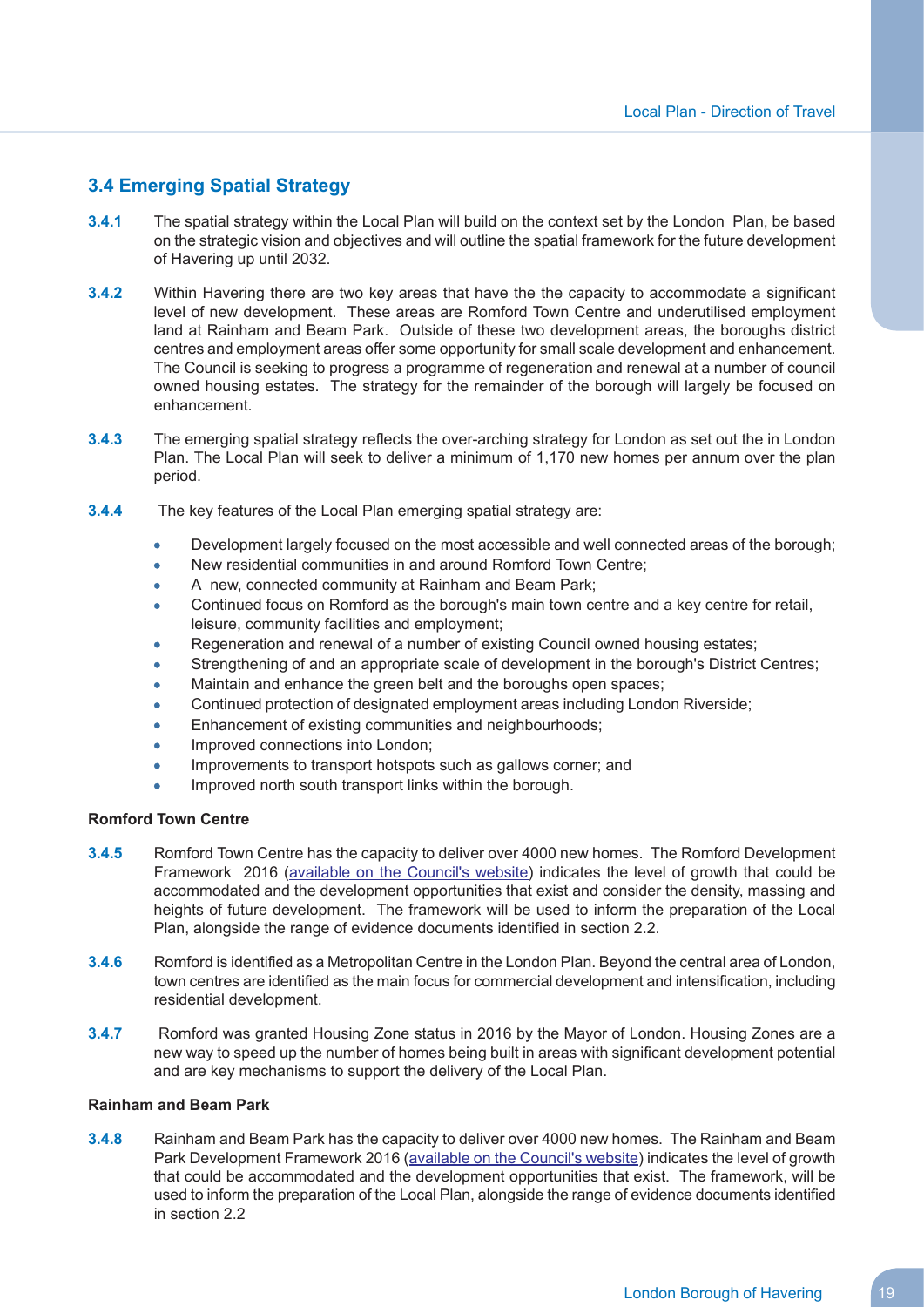## 3.4 Emerging Spatial Strategy

**3.4.1** The spatial strategy within the Local Plan will build on the context set by the London Plan, be based on the strategic vision and objectives and will outline the spatial framework for the future development of Havering up until 2032.

**3.4.2** Within Havering there are two key areas that have the the capacity to accommodate a significant level of new development. These areas are Romford Town Centre and underutilised employment land at Rainham and Beam Park. Outside of these two development areas, the boroughs district centres and employment areas offer some opportunity for small scale development and enhancement. The Council is seeking to progress a programme of regeneration and renewal at a number of council owned housing estates. The strategy for the remainder of the borough will largely be focused on enhancement.

**3.4.3** The emerging spatial strategy reflects the over-arching strategy for London as set out the in London Plan. The Local Plan will seek to deliver a minimum of 1,170 new homes per annum over the plan period.

**3.4.4** The key features of the Local Plan emerging spatial strategy are:

- Development largely focused on the most accessible and well connected areas of the borough;
- New residential communities in and around Romford Town Centre;
- A new, connected community at Rainham and Beam Park;
- Continued focus on Romford as the borough's main town centre and a key centre for retail, leisure, community facilities and employment;
- Regeneration and renewal of a number of existing Council owned housing estates;
- Strengthening of and an appropriate scale of development in the borough's District Centres;
- Maintain and enhance the green belt and the boroughs open spaces;
- Continued protection of designated employment areas including London Riverside;
- Enhancement of existing communities and neighbourhoods;
- Improved connections into London;
- Improvements to transport hotspots such as gallows corner; and
- Improved north south transport links within the borough.

**Romford Town Centre**

**3.4.5** Romford Town Centre has the capacity to deliver over 4000 new homes. The Romford Development Framework 2016 (available on the Council's website) indicates the level of growth that could be accommodated and the development opportunities that exist and consider the density, massing and heights of future development. The framework will be used to inform the preparation of the Local Plan, alongside the range of evidence documents identified in section 2.2.

**3.4.6** Romford is identified as a Metropolitan Centre in the London Plan. Beyond the central area of London, town centres are identified as the main focus for commercial development and intensification, including residential development.

**3.4.7** Romford was granted Housing Zone status in 2016 by the Mayor of London. Housing Zones are a new way to speed up the number of homes being built in areas with significant development potential and are key mechanisms to support the delivery of the Local Plan.

**Rainham and Beam Park**

**3.4.8** Rainham and Beam Park has the capacity to deliver over 4000 new homes. The Rainham and Beam Park Development Framework 2016 (available on the Council's website) indicates the level of growth that could be accommodated and the development opportunities that exist. The framework, will be used to inform the preparation of the Local Plan, alongside the range of evidence documents identified in section 2.2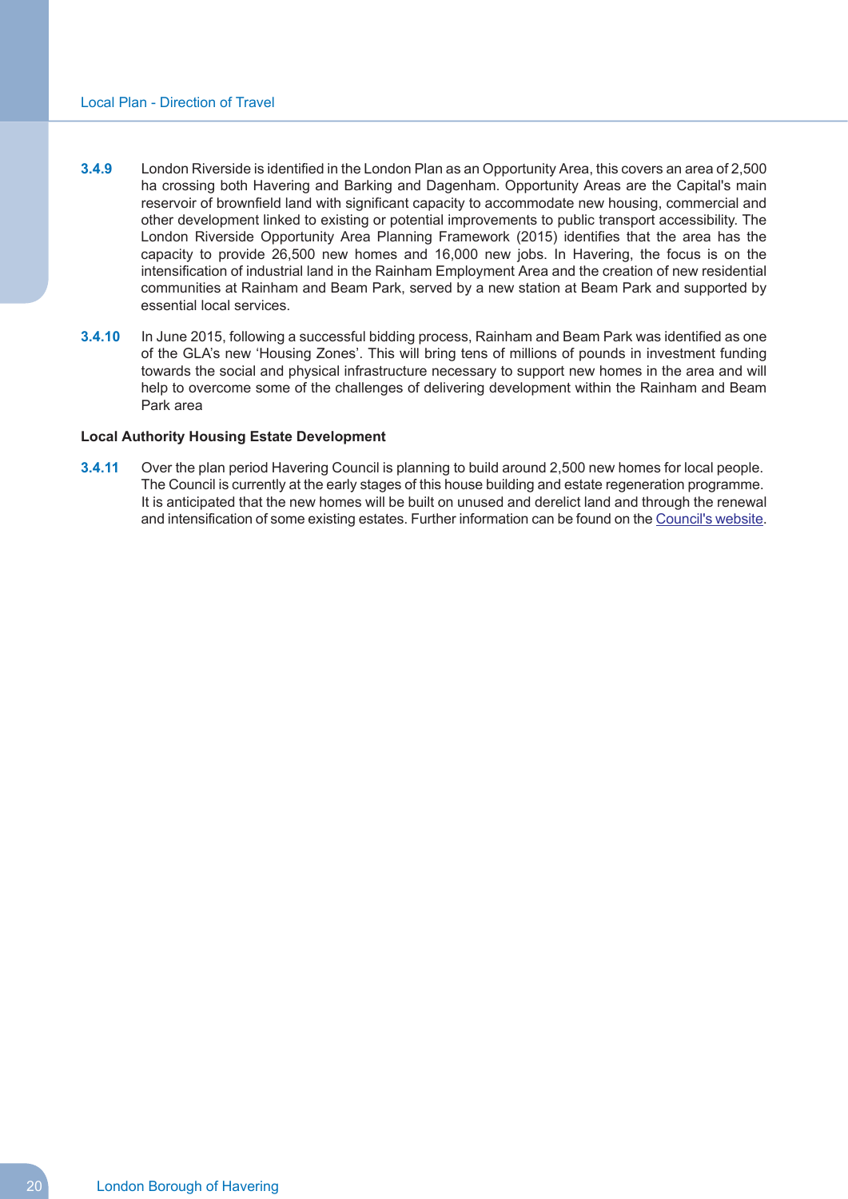**3.4.9** London Riverside is identified in the London Plan as an Opportunity Area, this covers an area of 2,500 ha crossing both Havering and Barking and Dagenham. Opportunity Areas are the Capital's main reservoir of brownfield land with significant capacity to accommodate new housing, commercial and other development linked to existing or potential improvements to public transport accessibility. The London Riverside Opportunity Area Planning Framework (2015) identifies that the area has the capacity to provide 26,500 new homes and 16,000 new jobs. In Havering, the focus is on the intensification of industrial land in the Rainham Employment Area and the creation of new residential communities at Rainham and Beam Park, served by a new station at Beam Park and supported by essential local services.

**3.4.10** In June 2015, following a successful bidding process, Rainham and Beam Park was identified as one of the GLA's new 'Housing Zones'. This will bring tens of millions of pounds in investment funding towards the social and physical infrastructure necessary to support new homes in the area and will help to overcome some of the challenges of delivering development within the Rainham and Beam Park area

**Local Authority Housing Estate Development**

**3.4.11** Over the plan period Havering Council is planning to build around 2,500 new homes for local people. The Council is currently at the early stages of this house building and estate regeneration programme. It is anticipated that the new homes will be built on unused and derelict land and through the renewal and intensification of some existing estates. Further information can be found on the Council's website.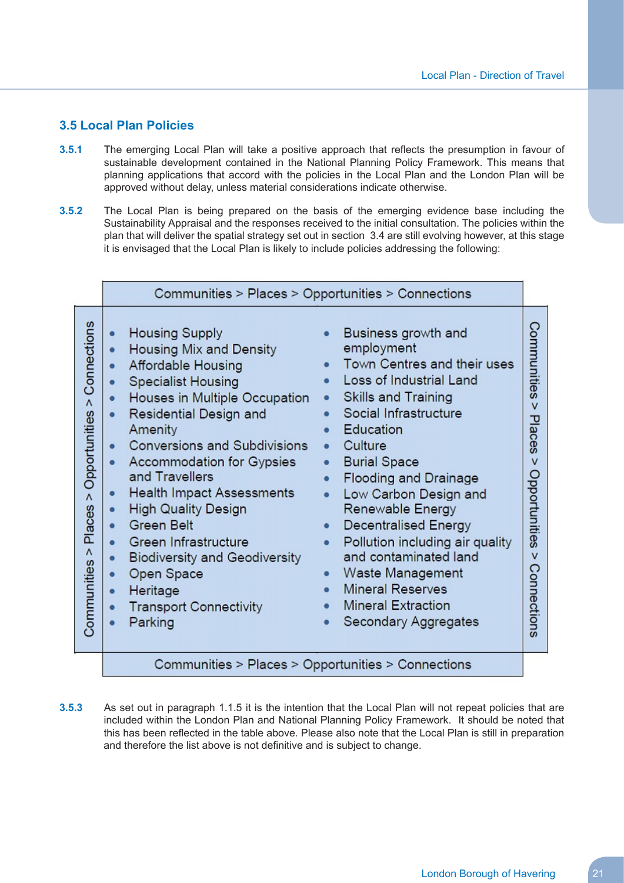## 3.5 Local Plan Policies

**3.5.1** The emerging Local Plan will take a positive approach that reflects the presumption in favour of sustainable development contained in the National Planning Policy Framework. This means that planning applications that accord with the policies in the Local Plan and the London Plan will be approved without delay, unless material considerations indicate otherwise.

**3.5.2** The Local Plan is being prepared on the basis of the emerging evidence base including the Sustainability Appraisal and the responses received to the initial consultation. The policies within the plan that will deliver the spatial strategy set out in section 3.4 are still evolving however, at this stage it is envisaged that the Local Plan is likely to include policies addressing the following:

Communities > Places > Opportunities > Connections

- Housing Supply
- Housing Mix and Density
- Affordable Housing
- Specialist Housing
- Houses in Multiple Occupation
- Residential Design and Amenity
- Conversions and Subdivisions
- Accommodation for Gypsies and Travellers
- Health Impact Assessments
- High Quality Design
- Green Belt
- Green Infrastructure
- Biodiversity and Geodiversity
- Open Space
- Heritage
- Transport Connectivity
- Parking
- Business growth and employment
- Town Centres and their uses
- Loss of Industrial Land
- Skills and Training
- Social Infrastructure
- Education
- Culture
- Burial Space
- Flooding and Drainage
- Low Carbon Design and Renewable Energy
- Decentralised Energy
- Pollution including air quality and contaminated land
- Waste Management
- Mineral Reserves
- Mineral Extraction
- Secondary Aggregates

Communities > Places > Opportunities > Connections

**3.5.3** As set out in paragraph 1.1.5 it is the intention that the Local Plan will not repeat policies that are included within the London Plan and National Planning Policy Framework. It should be noted that this has been reflected in the table above. Please also note that the Local Plan is still in preparation and therefore the list above is not definitive and is subject to change.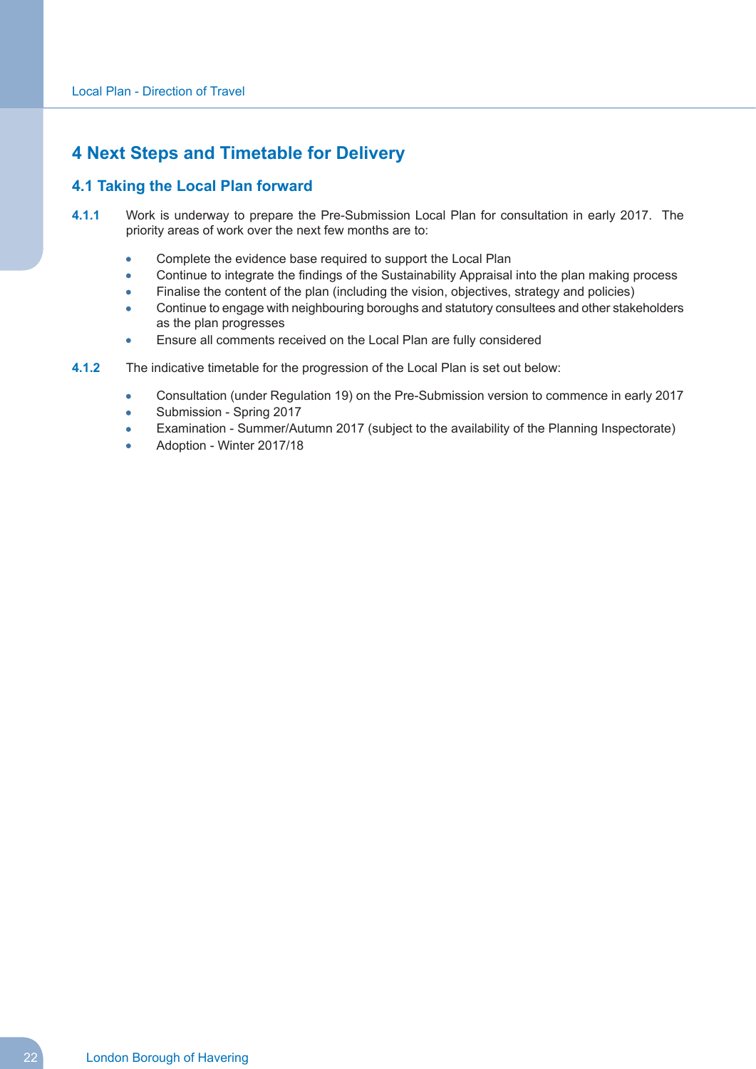# 4 Next Steps and Timetable for Delivery

## 4.1 Taking the Local Plan forward

**4.1.1** Work is underway to prepare the Pre-Submission Local Plan for consultation in early 2017. The priority areas of work over the next few months are to:

- Complete the evidence base required to support the Local Plan
- Continue to integrate the findings of the Sustainability Appraisal into the plan making process
- Finalise the content of the plan (including the vision, objectives, strategy and policies)
- Continue to engage with neighbouring boroughs and statutory consultees and other stakeholders as the plan progresses
- Ensure all comments received on the Local Plan are fully considered

**4.1.2** The indicative timetable for the progression of the Local Plan is set out below:

- Consultation (under Regulation 19) on the Pre-Submission version to commence in early 2017
- Submission - Spring 2017
- Examination - Summer/Autumn 2017 (subject to the availability of the Planning Inspectorate)
- Adoption - Winter 2017/18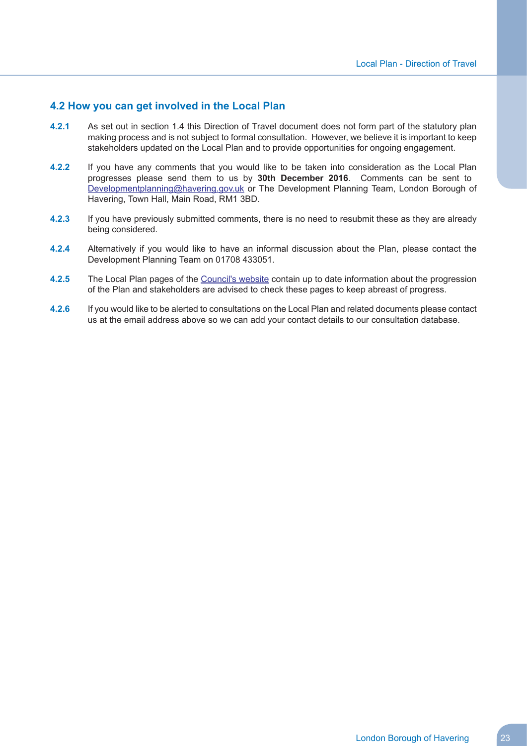## 4.2 How you can get involved in the Local Plan

**4.2.1** As set out in section 1.4 this Direction of Travel document does not form part of the statutory plan making process and is not subject to formal consultation. However, we believe it is important to keep stakeholders updated on the Local Plan and to provide opportunities for ongoing engagement.

**4.2.2** If you have any comments that you would like to be taken into consideration as the Local Plan progresses please send them to us by **30th December 2016**. Comments can be sent to Developmentplanning@havering.gov.uk or The Development Planning Team, London Borough of Havering, Town Hall, Main Road, RM1 3BD.

**4.2.3** If you have previously submitted comments, there is no need to resubmit these as they are already being considered.

**4.2.4** Alternatively if you would like to have an informal discussion about the Plan, please contact the Development Planning Team on 01708 433051.

**4.2.5** The Local Plan pages of the Council's website contain up to date information about the progression of the Plan and stakeholders are advised to check these pages to keep abreast of progress.

**4.2.6** If you would like to be alerted to consultations on the Local Plan and related documents please contact us at the email address above so we can add your contact details to our consultation database.